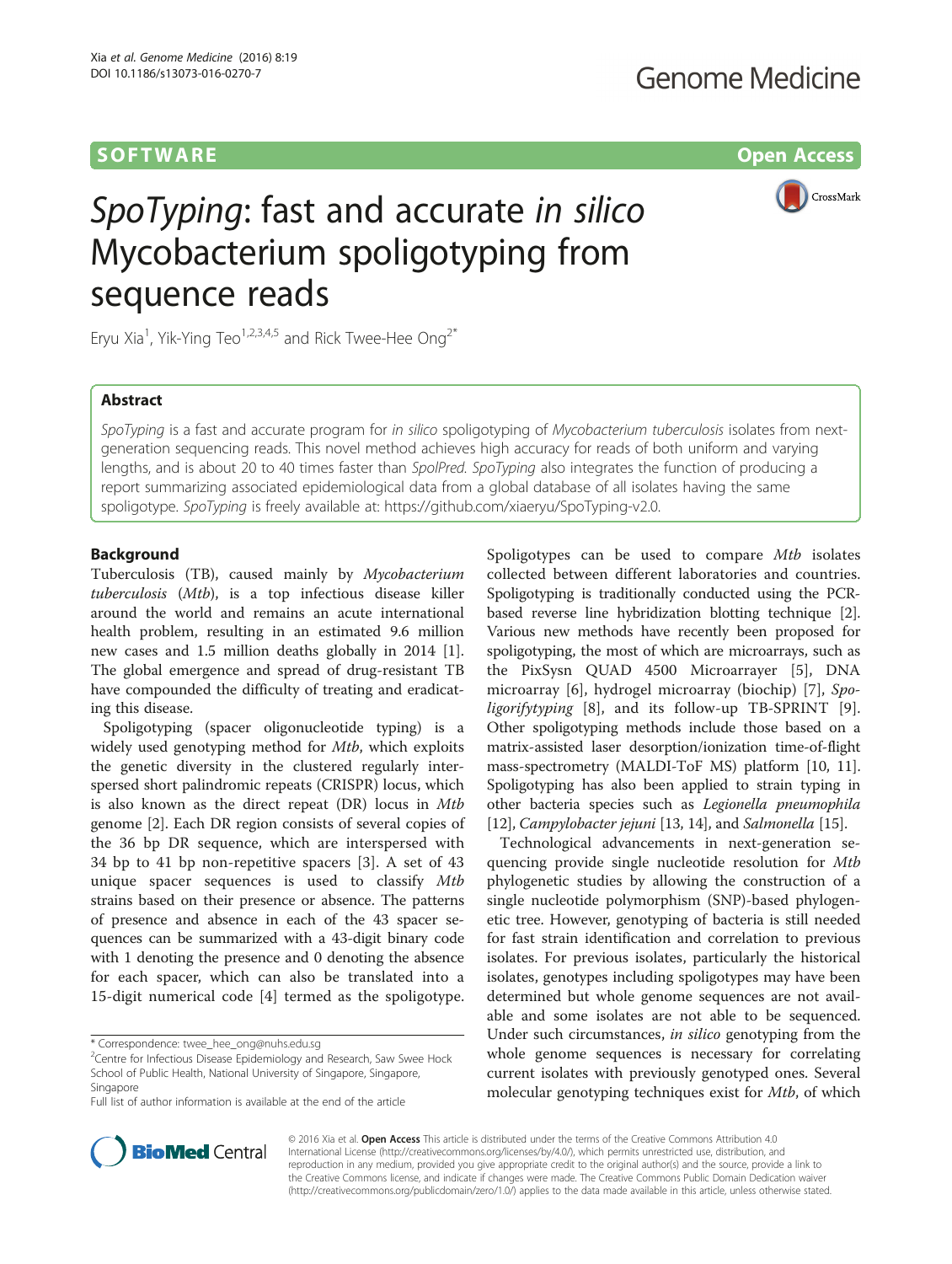SOFTWARE

Open Access

# *SpoTyping*: fast and accurate *in silico* Mycobacterium spoligotyping from sequence reads

Eryu Xia[1], Yik-Ying Teo[1,2,3,4,5] and Rick Twee-Hee Ong[2*]

## Abstract

*SpoTyping* is a fast and accurate program for *in silico* spoligotyping of *Mycobacterium tuberculosis* isolates from next-generation sequencing reads. This novel method achieves high accuracy for reads of both uniform and varying lengths, and is about 20 to 40 times faster than *SpolPred*. *SpoTyping* also integrates the function of producing a report summarizing associated epidemiological data from a global database of all isolates having the same spoligotype. *SpoTyping* is freely available at: https://github.com/xiaeryu/SpoTyping-v2.0.

## Background

Tuberculosis (TB), caused mainly by *Mycobacterium tuberculosis* (*Mtb*), is a top infectious disease killer around the world and remains an acute international health problem, resulting in an estimated 9.6 million new cases and 1.5 million deaths globally in 2014 [1]. The global emergence and spread of drug-resistant TB have compounded the difficulty of treating and eradicating this disease.

Spoligotyping (spacer oligonucleotide typing) is a widely used genotyping method for *Mtb*, which exploits the genetic diversity in the clustered regularly interspersed short palindromic repeats (CRISPR) locus, which is also known as the direct repeat (DR) locus in *Mtb* genome [2]. Each DR region consists of several copies of the 36 bp DR sequence, which are interspersed with 34 bp to 41 bp non-repetitive spacers [3]. A set of 43 unique spacer sequences is used to classify *Mtb* strains based on their presence or absence. The patterns of presence and absence in each of the 43 spacer sequences can be summarized with a 43-digit binary code with 1 denoting the presence and 0 denoting the absence for each spacer, which can also be translated into a 15-digit numerical code [4] termed as the spoligotype. Spoligotypes can be used to compare *Mtb* isolates collected between different laboratories and countries. Spoligotyping is traditionally conducted using the PCR-based reverse line hybridization blotting technique [2]. Various new methods have recently been proposed for spoligotyping, the most of which are microarrays, such as the PixSysn QUAD 4500 Microarrayer [5], DNA microarray [6], hydrogel microarray (biochip) [7], *Spoligorifytyping* [8], and its follow-up TB-SPRINT [9]. Other spoligotyping methods include those based on a matrix-assisted laser desorption/ionization time-of-flight mass-spectrometry (MALDI-ToF MS) platform [10, 11]. Spoligotyping has also been applied to strain typing in other bacteria species such as *Legionella pneumophila* [12], *Campylobacter jejuni* [13, 14], and *Salmonella* [15].

Technological advancements in next-generation sequencing provide single nucleotide resolution for *Mtb* phylogenetic studies by allowing the construction of a single nucleotide polymorphism (SNP)-based phylogenetic tree. However, genotyping of bacteria is still needed for fast strain identification and correlation to previous isolates. For previous isolates, particularly the historical isolates, genotypes including spoligotypes may have been determined but whole genome sequences are not available and some isolates are not able to be sequenced. Under such circumstances, *in silico* genotyping from the whole genome sequences is necessary for correlating current isolates with previously genotyped ones. Several molecular genotyping techniques exist for *Mtb*, of which

\* Correspondence: twee_hee_ong@nuhs.edu.sg
[2]Centre for Infectious Disease Epidemiology and Research, Saw Swee Hock School of Public Health, National University of Singapore, Singapore, Singapore
Full list of author information is available at the end of the article

© 2016 Xia et al. **Open Access** This article is distributed under the terms of the Creative Commons Attribution 4.0 International License (http://creativecommons.org/licenses/by/4.0/), which permits unrestricted use, distribution, and reproduction in any medium, provided you give appropriate credit to the original author(s) and the source, provide a link to the Creative Commons license, and indicate if changes were made. The Creative Commons Public Domain Dedication waiver (http://creativecommons.org/publicdomain/zero/1.0/) applies to the data made available in this article, unless otherwise stated.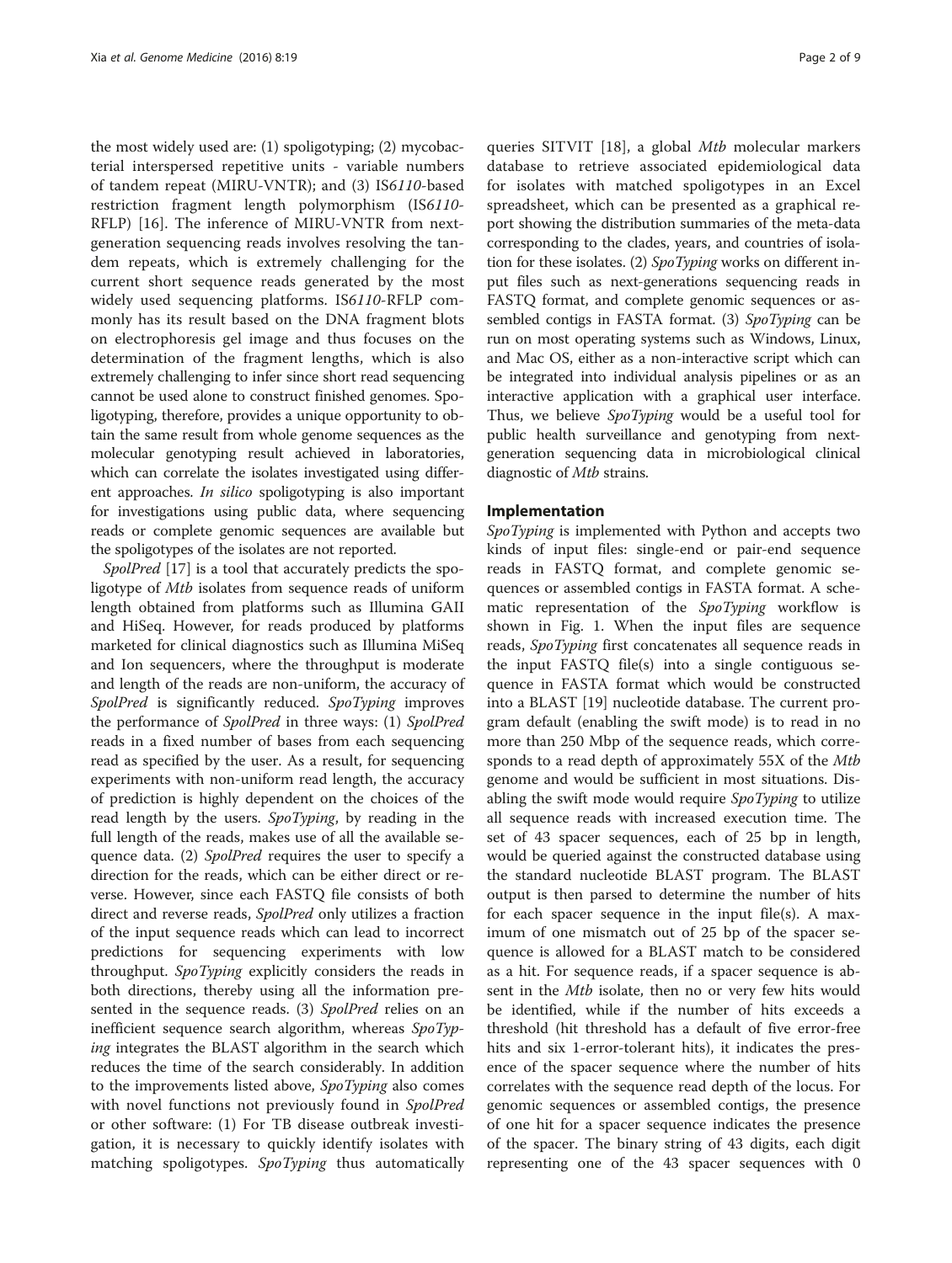the most widely used are: (1) spoligotyping; (2) mycobacterial interspersed repetitive units - variable numbers of tandem repeat (MIRU-VNTR); and (3) IS*6110*-based restriction fragment length polymorphism (IS*6110*-RFLP) [16]. The inference of MIRU-VNTR from next-generation sequencing reads involves resolving the tandem repeats, which is extremely challenging for the current short sequence reads generated by the most widely used sequencing platforms. IS*6110*-RFLP commonly has its result based on the DNA fragment blots on electrophoresis gel image and thus focuses on the determination of the fragment lengths, which is also extremely challenging to infer since short read sequencing cannot be used alone to construct finished genomes. Spoligotyping, therefore, provides a unique opportunity to obtain the same result from whole genome sequences as the molecular genotyping result achieved in laboratories, which can correlate the isolates investigated using different approaches. *In silico* spoligotyping is also important for investigations using public data, where sequencing reads or complete genomic sequences are available but the spoligotypes of the isolates are not reported.

*SpolPred* [17] is a tool that accurately predicts the spoligotype of *Mtb* isolates from sequence reads of uniform length obtained from platforms such as Illumina GAII and HiSeq. However, for reads produced by platforms marketed for clinical diagnostics such as Illumina MiSeq and Ion sequencers, where the throughput is moderate and length of the reads are non-uniform, the accuracy of *SpolPred* is significantly reduced. *SpoTyping* improves the performance of *SpolPred* in three ways: (1) *SpolPred* reads in a fixed number of bases from each sequencing read as specified by the user. As a result, for sequencing experiments with non-uniform read length, the accuracy of prediction is highly dependent on the choices of the read length by the users. *SpoTyping*, by reading in the full length of the reads, makes use of all the available sequence data. (2) *SpolPred* requires the user to specify a direction for the reads, which can be either direct or reverse. However, since each FASTQ file consists of both direct and reverse reads, *SpolPred* only utilizes a fraction of the input sequence reads which can lead to incorrect predictions for sequencing experiments with low throughput. *SpoTyping* explicitly considers the reads in both directions, thereby using all the information presented in the sequence reads. (3) *SpolPred* relies on an inefficient sequence search algorithm, whereas *SpoTyping* integrates the BLAST algorithm in the search which reduces the time of the search considerably. In addition to the improvements listed above, *SpoTyping* also comes with novel functions not previously found in *SpolPred* or other software: (1) For TB disease outbreak investigation, it is necessary to quickly identify isolates with matching spoligotypes. *SpoTyping* thus automatically queries SITVIT [18], a global *Mtb* molecular markers database to retrieve associated epidemiological data for isolates with matched spoligotypes in an Excel spreadsheet, which can be presented as a graphical report showing the distribution summaries of the meta-data corresponding to the clades, years, and countries of isolation for these isolates. (2) *SpoTyping* works on different input files such as next-generations sequencing reads in FASTQ format, and complete genomic sequences or assembled contigs in FASTA format. (3) *SpoTyping* can be run on most operating systems such as Windows, Linux, and Mac OS, either as a non-interactive script which can be integrated into individual analysis pipelines or as an interactive application with a graphical user interface. Thus, we believe *SpoTyping* would be a useful tool for public health surveillance and genotyping from next-generation sequencing data in microbiological clinical diagnostic of *Mtb* strains.

## Implementation

*SpoTyping* is implemented with Python and accepts two kinds of input files: single-end or pair-end sequence reads in FASTQ format, and complete genomic sequences or assembled contigs in FASTA format. A schematic representation of the *SpoTyping* workflow is shown in Fig. 1. When the input files are sequence reads, *SpoTyping* first concatenates all sequence reads in the input FASTQ file(s) into a single contiguous sequence in FASTA format which would be constructed into a BLAST [19] nucleotide database. The current program default (enabling the swift mode) is to read in no more than 250 Mbp of the sequence reads, which corresponds to a read depth of approximately 55X of the *Mtb* genome and would be sufficient in most situations. Disabling the swift mode would require *SpoTyping* to utilize all sequence reads with increased execution time. The set of 43 spacer sequences, each of 25 bp in length, would be queried against the constructed database using the standard nucleotide BLAST program. The BLAST output is then parsed to determine the number of hits for each spacer sequence in the input file(s). A maximum of one mismatch out of 25 bp of the spacer sequence is allowed for a BLAST match to be considered as a hit. For sequence reads, if a spacer sequence is absent in the *Mtb* isolate, then no or very few hits would be identified, while if the number of hits exceeds a threshold (hit threshold has a default of five error-free hits and six 1-error-tolerant hits), it indicates the presence of the spacer sequence where the number of hits correlates with the sequence read depth of the locus. For genomic sequences or assembled contigs, the presence of one hit for a spacer sequence indicates the presence of the spacer. The binary string of 43 digits, each digit representing one of the 43 spacer sequences with 0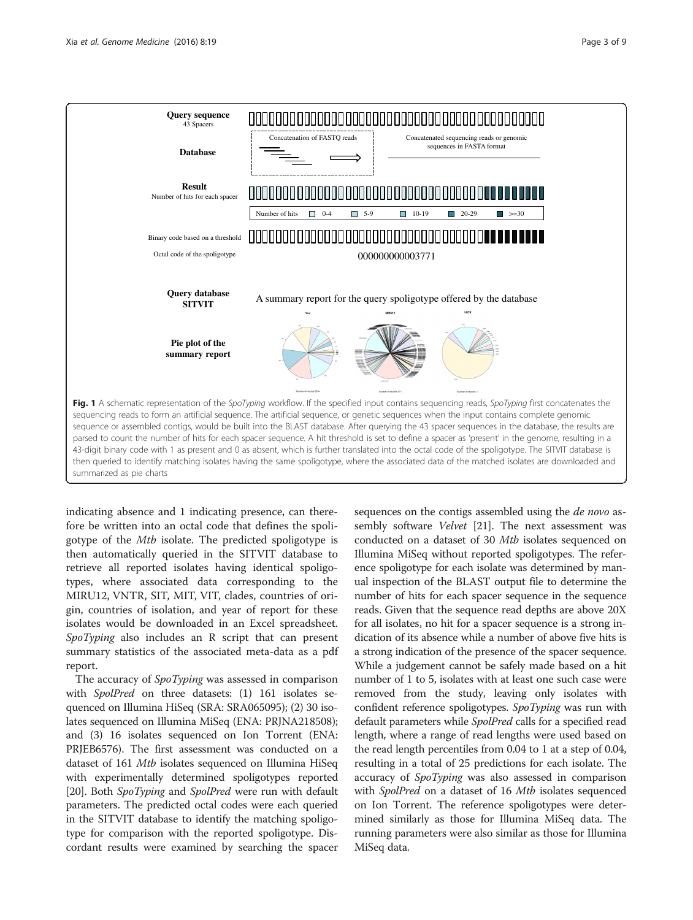Fig. 1 A schematic representation of the *SpoTyping* workflow. If the specified input contains sequencing reads, *SpoTyping* first concatenates the sequencing reads to form an artificial sequence. The artificial sequence, or genetic sequences when the input contains complete genomic sequence or assembled contigs, would be built into the BLAST database. After querying the 43 spacer sequences in the database, the results are parsed to count the number of hits for each spacer sequence. A hit threshold is set to define a spacer as 'present' in the genome, resulting in a 43-digit binary code with 1 as present and 0 as absent, which is further translated into the octal code of the spoligotype. The SITVIT database is then queried to identify matching isolates having the same spoligotype, where the associated data of the matched isolates are downloaded and summarized as pie charts

indicating absence and 1 indicating presence, can therefore be written into an octal code that defines the spoligotype of the *Mtb* isolate. The predicted spoligotype is then automatically queried in the SITVIT database to retrieve all reported isolates having identical spoligotypes, where associated data corresponding to the MIRU12, VNTR, SIT, MIT, VIT, clades, countries of origin, countries of isolation, and year of report for these isolates would be downloaded in an Excel spreadsheet. *SpoTyping* also includes an R script that can present summary statistics of the associated meta-data as a pdf report.

The accuracy of *SpoTyping* was assessed in comparison with *SpolPred* on three datasets: (1) 161 isolates sequenced on Illumina HiSeq (SRA: SRA065095); (2) 30 isolates sequenced on Illumina MiSeq (ENA: PRJNA218508); and (3) 16 isolates sequenced on Ion Torrent (ENA: PRJEB6576). The first assessment was conducted on a dataset of 161 *Mtb* isolates sequenced on Illumina HiSeq with experimentally determined spoligotypes reported [20]. Both *SpoTyping* and *SpolPred* were run with default parameters. The predicted octal codes were each queried in the SITVIT database to identify the matching spoligotype for comparison with the reported spoligotype. Discordant results were examined by searching the spacer sequences on the contigs assembled using the *de novo* assembly software *Velvet* [21]. The next assessment was conducted on a dataset of 30 *Mtb* isolates sequenced on Illumina MiSeq without reported spoligotypes. The reference spoligotype for each isolate was determined by manual inspection of the BLAST output file to determine the number of hits for each spacer sequence in the sequence reads. Given that the sequence read depths are above 20X for all isolates, no hit for a spacer sequence is a strong indication of its absence while a number of above five hits is a strong indication of the presence of the spacer sequence. While a judgement cannot be safely made based on a hit number of 1 to 5, isolates with at least one such case were removed from the study, leaving only isolates with confident reference spoligotypes. *SpoTyping* was run with default parameters while *SpolPred* calls for a specified read length, where a range of read lengths were used based on the read length percentiles from 0.04 to 1 at a step of 0.04, resulting in a total of 25 predictions for each isolate. The accuracy of *SpoTyping* was also assessed in comparison with *SpolPred* on a dataset of 16 *Mtb* isolates sequenced on Ion Torrent. The reference spoligotypes were determined similarly as those for Illumina MiSeq data. The running parameters were also similar as those for Illumina MiSeq data.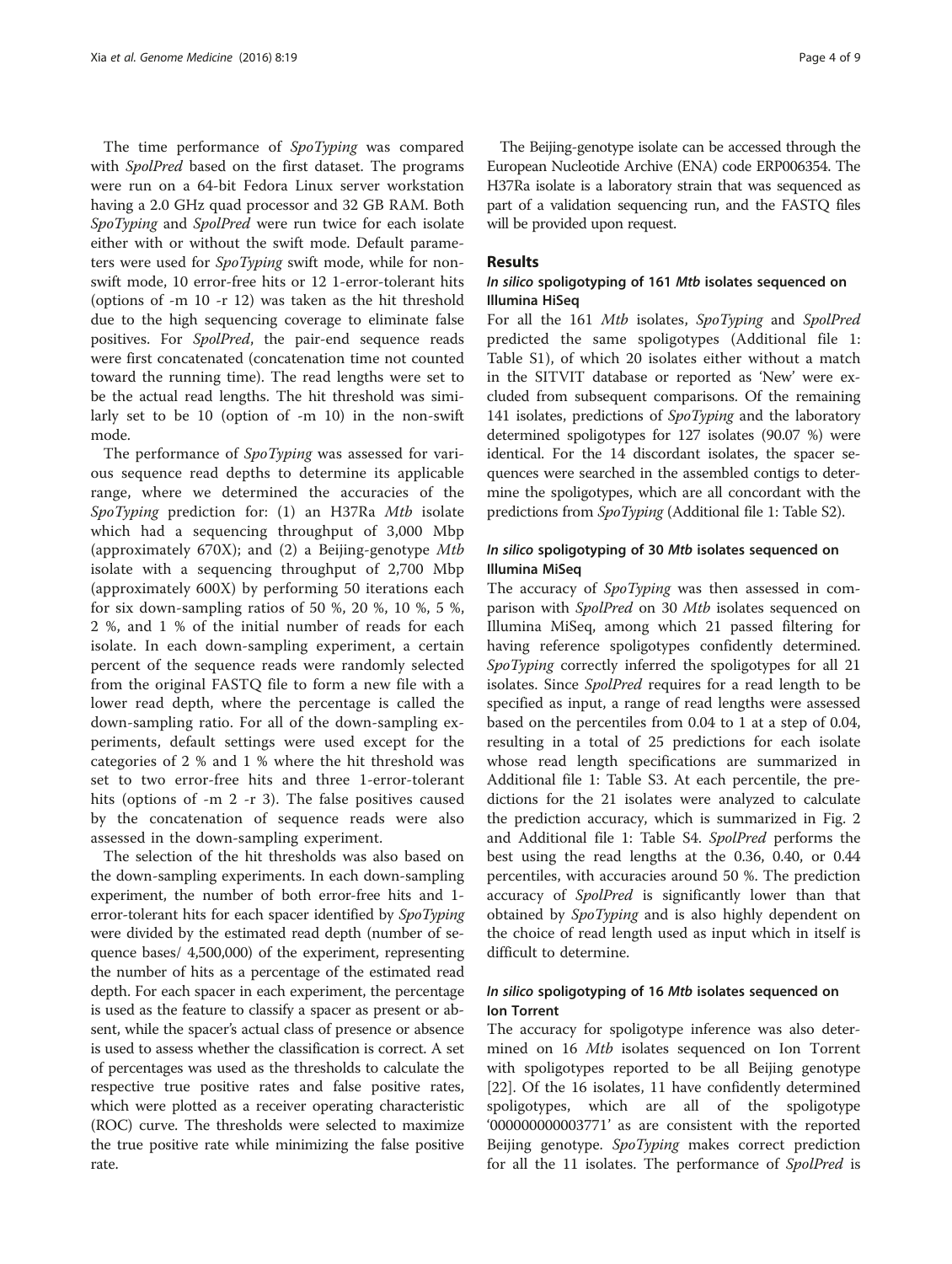The time performance of *SpoTyping* was compared with *SpolPred* based on the first dataset. The programs were run on a 64-bit Fedora Linux server workstation having a 2.0 GHz quad processor and 32 GB RAM. Both *SpoTyping* and *SpolPred* were run twice for each isolate either with or without the swift mode. Default parameters were used for *SpoTyping* swift mode, while for non-swift mode, 10 error-free hits or 12 1-error-tolerant hits (options of -m 10 -r 12) was taken as the hit threshold due to the high sequencing coverage to eliminate false positives. For *SpolPred*, the pair-end sequence reads were first concatenated (concatenation time not counted toward the running time). The read lengths were set to be the actual read lengths. The hit threshold was similarly set to be 10 (option of -m 10) in the non-swift mode.

The performance of *SpoTyping* was assessed for various sequence read depths to determine its applicable range, where we determined the accuracies of the *SpoTyping* prediction for: (1) an H37Ra *Mtb* isolate which had a sequencing throughput of 3,000 Mbp (approximately 670X); and (2) a Beijing-genotype *Mtb* isolate with a sequencing throughput of 2,700 Mbp (approximately 600X) by performing 50 iterations each for six down-sampling ratios of 50 %, 20 %, 10 %, 5 %, 2 %, and 1 % of the initial number of reads for each isolate. In each down-sampling experiment, a certain percent of the sequence reads were randomly selected from the original FASTQ file to form a new file with a lower read depth, where the percentage is called the down-sampling ratio. For all of the down-sampling experiments, default settings were used except for the categories of 2 % and 1 % where the hit threshold was set to two error-free hits and three 1-error-tolerant hits (options of -m 2 -r 3). The false positives caused by the concatenation of sequence reads were also assessed in the down-sampling experiment.

The selection of the hit thresholds was also based on the down-sampling experiments. In each down-sampling experiment, the number of both error-free hits and 1-error-tolerant hits for each spacer identified by *SpoTyping* were divided by the estimated read depth (number of sequence bases/ 4,500,000) of the experiment, representing the number of hits as a percentage of the estimated read depth. For each spacer in each experiment, the percentage is used as the feature to classify a spacer as present or absent, while the spacer's actual class of presence or absence is used to assess whether the classification is correct. A set of percentages was used as the thresholds to calculate the respective true positive rates and false positive rates, which were plotted as a receiver operating characteristic (ROC) curve. The thresholds were selected to maximize the true positive rate while minimizing the false positive rate.

The Beijing-genotype isolate can be accessed through the European Nucleotide Archive (ENA) code ERP006354. The H37Ra isolate is a laboratory strain that was sequenced as part of a validation sequencing run, and the FASTQ files will be provided upon request.

## Results

### In silico spoligotyping of 161 *Mtb* isolates sequenced on Illumina HiSeq

For all the 161 *Mtb* isolates, *SpoTyping* and *SpolPred* predicted the same spoligotypes (Additional file 1: Table S1), of which 20 isolates either without a match in the SITVIT database or reported as 'New' were excluded from subsequent comparisons. Of the remaining 141 isolates, predictions of *SpoTyping* and the laboratory determined spoligotypes for 127 isolates (90.07 %) were identical. For the 14 discordant isolates, the spacer sequences were searched in the assembled contigs to determine the spoligotypes, which are all concordant with the predictions from *SpoTyping* (Additional file 1: Table S2).

### In silico spoligotyping of 30 *Mtb* isolates sequenced on Illumina MiSeq

The accuracy of *SpoTyping* was then assessed in comparison with *SpolPred* on 30 *Mtb* isolates sequenced on Illumina MiSeq, among which 21 passed filtering for having reference spoligotypes confidently determined. *SpoTyping* correctly inferred the spoligotypes for all 21 isolates. Since *SpolPred* requires for a read length to be specified as input, a range of read lengths were assessed based on the percentiles from 0.04 to 1 at a step of 0.04, resulting in a total of 25 predictions for each isolate whose read length specifications are summarized in Additional file 1: Table S3. At each percentile, the predictions for the 21 isolates were analyzed to calculate the prediction accuracy, which is summarized in Fig. 2 and Additional file 1: Table S4. *SpolPred* performs the best using the read lengths at the 0.36, 0.40, or 0.44 percentiles, with accuracies around 50 %. The prediction accuracy of *SpolPred* is significantly lower than that obtained by *SpoTyping* and is also highly dependent on the choice of read length used as input which in itself is difficult to determine.

### In silico spoligotyping of 16 *Mtb* isolates sequenced on Ion Torrent

The accuracy for spoligotype inference was also determined on 16 *Mtb* isolates sequenced on Ion Torrent with spoligotypes reported to be all Beijing genotype [22]. Of the 16 isolates, 11 have confidently determined spoligotypes, which are all of the spoligotype '000000000003771' as are consistent with the reported Beijing genotype. *SpoTyping* makes correct prediction for all the 11 isolates. The performance of *SpolPred* is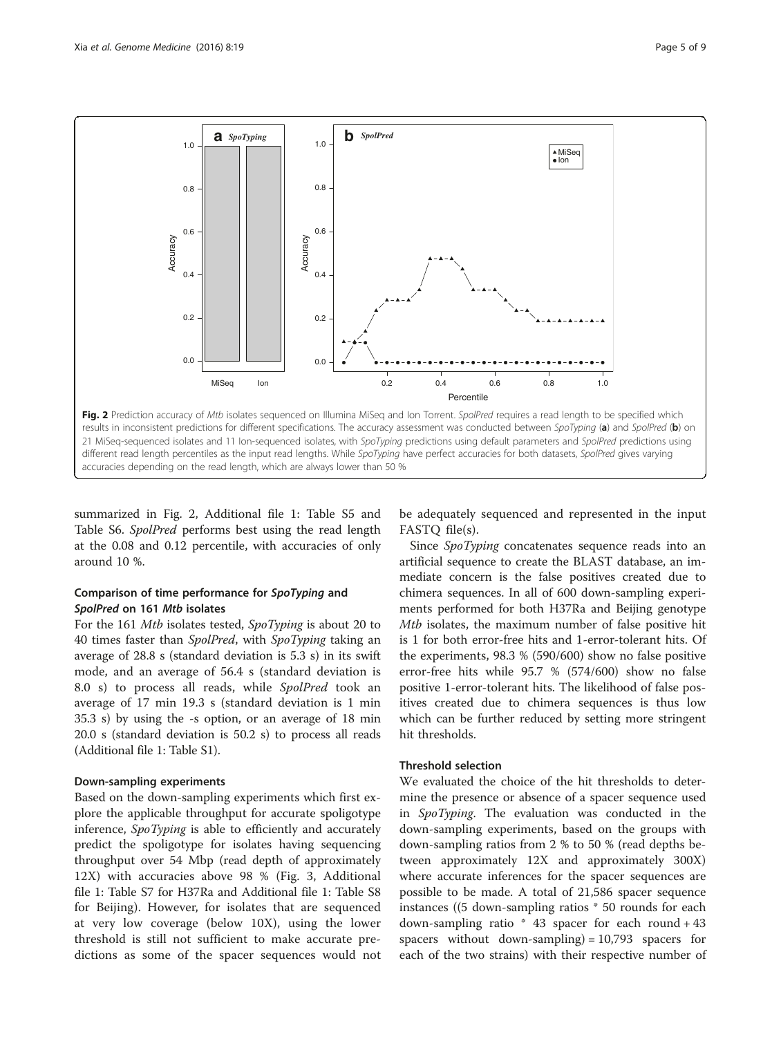**Fig. 2** Prediction accuracy of *Mtb* isolates sequenced on Illumina MiSeq and Ion Torrent. *SpolPred* requires a read length to be specified which results in inconsistent predictions for different specifications. The accuracy assessment was conducted between *SpoTyping* (**a**) and *SpolPred* (**b**) on 21 MiSeq-sequenced isolates and 11 Ion-sequenced isolates, with *SpoTyping* predictions using default parameters and *SpolPred* predictions using different read length percentiles as the input read lengths. While *SpoTyping* have perfect accuracies for both datasets, *SpolPred* gives varying accuracies depending on the read length, which are always lower than 50 %

summarized in Fig. 2, Additional file 1: Table S5 and Table S6. *SpolPred* performs best using the read length at the 0.08 and 0.12 percentile, with accuracies of only around 10 %.

### Comparison of time performance for *SpoTyping* and *SpolPred* on 161 *Mtb* isolates

For the 161 *Mtb* isolates tested, *SpoTyping* is about 20 to 40 times faster than *SpolPred*, with *SpoTyping* taking an average of 28.8 s (standard deviation is 5.3 s) in its swift mode, and an average of 56.4 s (standard deviation is 8.0 s) to process all reads, while *SpolPred* took an average of 17 min 19.3 s (standard deviation is 1 min 35.3 s) by using the -s option, or an average of 18 min 20.0 s (standard deviation is 50.2 s) to process all reads (Additional file 1: Table S1).

### Down-sampling experiments

Based on the down-sampling experiments which first explore the applicable throughput for accurate spoligotype inference, *SpoTyping* is able to efficiently and accurately predict the spoligotype for isolates having sequencing throughput over 54 Mbp (read depth of approximately 12X) with accuracies above 98 % (Fig. 3, Additional file 1: Table S7 for H37Ra and Additional file 1: Table S8 for Beijing). However, for isolates that are sequenced at very low coverage (below 10X), using the lower threshold is still not sufficient to make accurate predictions as some of the spacer sequences would not be adequately sequenced and represented in the input FASTQ file(s).

Since *SpoTyping* concatenates sequence reads into an artificial sequence to create the BLAST database, an immediate concern is the false positives created due to chimera sequences. In all of 600 down-sampling experiments performed for both H37Ra and Beijing genotype *Mtb* isolates, the maximum number of false positive hit is 1 for both error-free hits and 1-error-tolerant hits. Of the experiments, 98.3 % (590/600) show no false positive error-free hits while 95.7 % (574/600) show no false positive 1-error-tolerant hits. The likelihood of false positives created due to chimera sequences is thus low which can be further reduced by setting more stringent hit thresholds.

### Threshold selection

We evaluated the choice of the hit thresholds to determine the presence or absence of a spacer sequence used in *SpoTyping.* The evaluation was conducted in the down-sampling experiments, based on the groups with down-sampling ratios from 2 % to 50 % (read depths between approximately 12X and approximately 300X) where accurate inferences for the spacer sequences are possible to be made. A total of 21,586 spacer sequence instances ((5 down-sampling ratios * 50 rounds for each down-sampling ratio * 43 spacer for each round + 43 spacers without down-sampling) = 10,793 spacers for each of the two strains) with their respective number of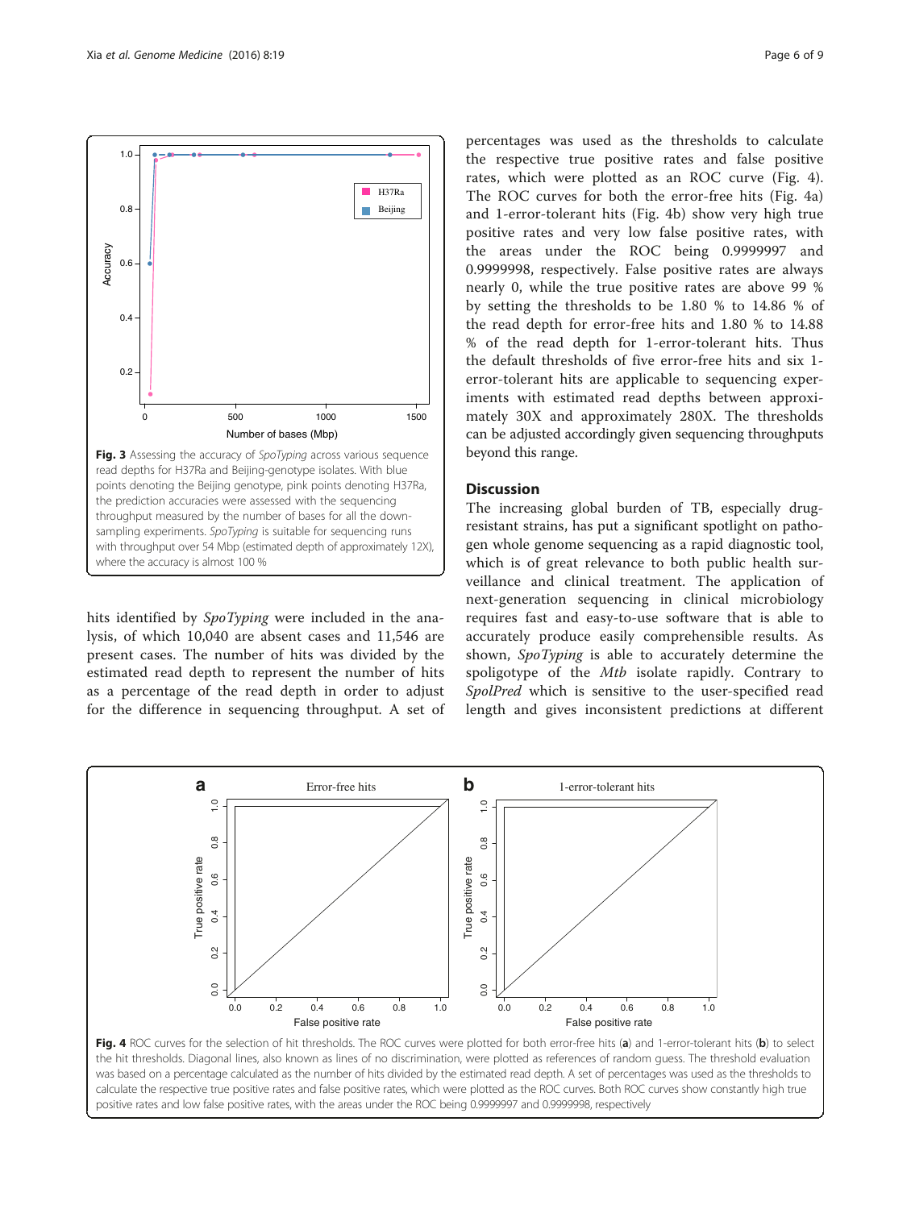Fig. 3 Assessing the accuracy of *SpoTyping* across various sequence read depths for H37Ra and Beijing-genotype isolates. With blue points denoting the Beijing genotype, pink points denoting H37Ra, the prediction accuracies were assessed with the sequencing throughput measured by the number of bases for all the down-sampling experiments. *SpoTyping* is suitable for sequencing runs with throughput over 54 Mbp (estimated depth of approximately 12X), where the accuracy is almost 100 %

hits identified by *SpoTyping* were included in the analysis, of which 10,040 are absent cases and 11,546 are present cases. The number of hits was divided by the estimated read depth to represent the number of hits as a percentage of the read depth in order to adjust for the difference in sequencing throughput. A set of percentages was used as the thresholds to calculate the respective true positive rates and false positive rates, which were plotted as an ROC curve (Fig. 4). The ROC curves for both the error-free hits (Fig. 4a) and 1-error-tolerant hits (Fig. 4b) show very high true positive rates and very low false positive rates, with the areas under the ROC being 0.9999997 and 0.9999998, respectively. False positive rates are always nearly 0, while the true positive rates are above 99 % by setting the thresholds to be 1.80 % to 14.86 % of the read depth for error-free hits and 1.80 % to 14.88 % of the read depth for 1-error-tolerant hits. Thus the default thresholds of five error-free hits and six 1-error-tolerant hits are applicable to sequencing experiments with estimated read depths between approximately 30X and approximately 280X. The thresholds can be adjusted accordingly given sequencing throughputs beyond this range.

## Discussion

The increasing global burden of TB, especially drug-resistant strains, has put a significant spotlight on pathogen whole genome sequencing as a rapid diagnostic tool, which is of great relevance to both public health surveillance and clinical treatment. The application of next-generation sequencing in clinical microbiology requires fast and easy-to-use software that is able to accurately produce easily comprehensible results. As shown, *SpoTyping* is able to accurately determine the spoligotype of the *Mtb* isolate rapidly. Contrary to *SpolPred* which is sensitive to the user-specified read length and gives inconsistent predictions at different

Fig. 4 ROC curves for the selection of hit thresholds. The ROC curves were plotted for both error-free hits (**a**) and 1-error-tolerant hits (**b**) to select the hit thresholds. Diagonal lines, also known as lines of no discrimination, were plotted as references of random guess. The threshold evaluation was based on a percentage calculated as the number of hits divided by the estimated read depth. A set of percentages was used as the thresholds to calculate the respective true positive rates and false positive rates, which were plotted as the ROC curves. Both ROC curves show constantly high true positive rates and low false positive rates, with the areas under the ROC being 0.9999997 and 0.9999998, respectively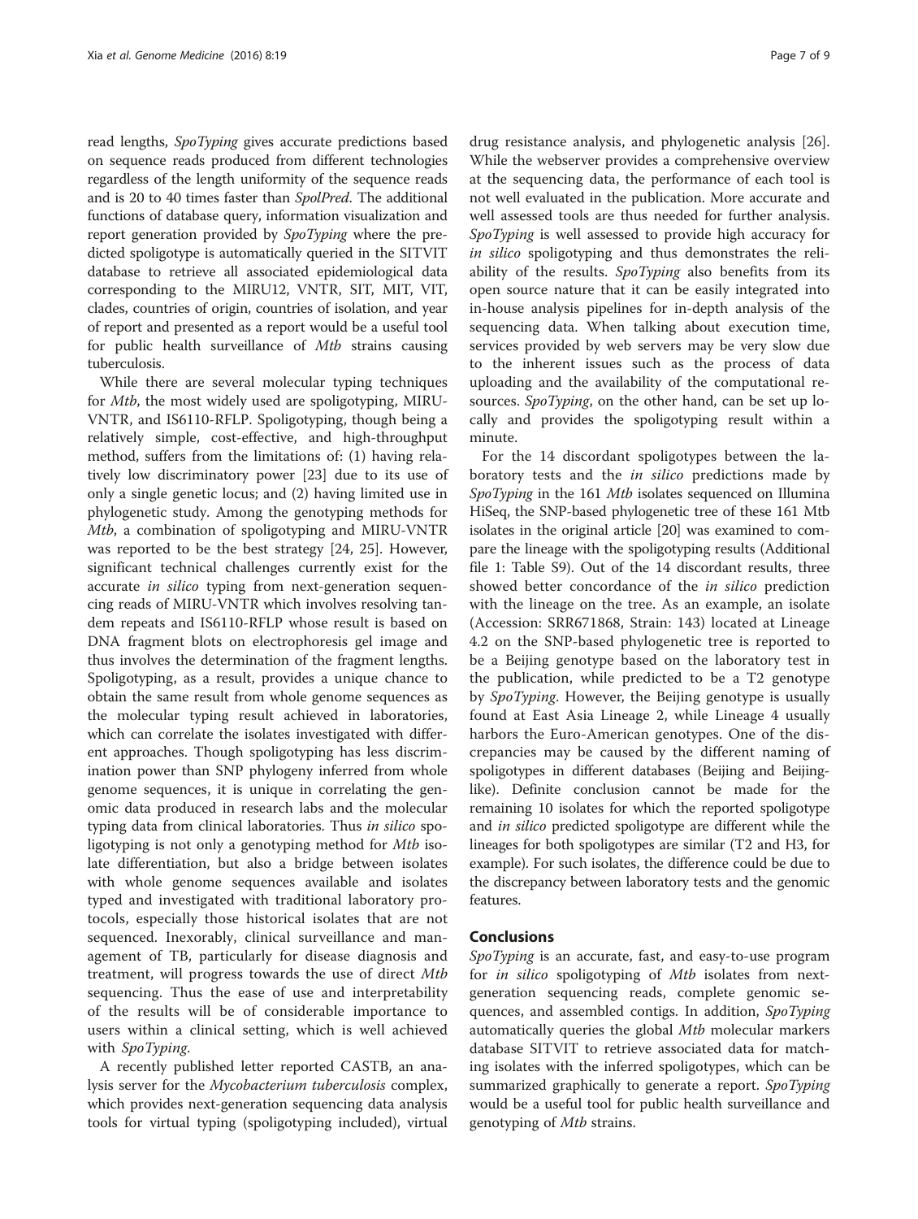read lengths, *SpoTyping* gives accurate predictions based on sequence reads produced from different technologies regardless of the length uniformity of the sequence reads and is 20 to 40 times faster than *SpolPred*. The additional functions of database query, information visualization and report generation provided by *SpoTyping* where the predicted spoligotype is automatically queried in the SITVIT database to retrieve all associated epidemiological data corresponding to the MIRU12, VNTR, SIT, MIT, VIT, clades, countries of origin, countries of isolation, and year of report and presented as a report would be a useful tool for public health surveillance of *Mtb* strains causing tuberculosis.

While there are several molecular typing techniques for *Mtb*, the most widely used are spoligotyping, MIRU-VNTR, and IS6110-RFLP. Spoligotyping, though being a relatively simple, cost-effective, and high-throughput method, suffers from the limitations of: (1) having relatively low discriminatory power [23] due to its use of only a single genetic locus; and (2) having limited use in phylogenetic study. Among the genotyping methods for *Mtb*, a combination of spoligotyping and MIRU-VNTR was reported to be the best strategy [24, 25]. However, significant technical challenges currently exist for the accurate *in silico* typing from next-generation sequencing reads of MIRU-VNTR which involves resolving tandem repeats and IS6110-RFLP whose result is based on DNA fragment blots on electrophoresis gel image and thus involves the determination of the fragment lengths. Spoligotyping, as a result, provides a unique chance to obtain the same result from whole genome sequences as the molecular typing result achieved in laboratories, which can correlate the isolates investigated with different approaches. Though spoligotyping has less discrimination power than SNP phylogeny inferred from whole genome sequences, it is unique in correlating the genomic data produced in research labs and the molecular typing data from clinical laboratories. Thus *in silico* spoligotyping is not only a genotyping method for *Mtb* isolate differentiation, but also a bridge between isolates with whole genome sequences available and isolates typed and investigated with traditional laboratory protocols, especially those historical isolates that are not sequenced. Inexorably, clinical surveillance and management of TB, particularly for disease diagnosis and treatment, will progress towards the use of direct *Mtb* sequencing. Thus the ease of use and interpretability of the results will be of considerable importance to users within a clinical setting, which is well achieved with *SpoTyping*.

A recently published letter reported CASTB, an analysis server for the *Mycobacterium tuberculosis* complex, which provides next-generation sequencing data analysis tools for virtual typing (spoligotyping included), virtual drug resistance analysis, and phylogenetic analysis [26]. While the webserver provides a comprehensive overview at the sequencing data, the performance of each tool is not well evaluated in the publication. More accurate and well assessed tools are thus needed for further analysis. *SpoTyping* is well assessed to provide high accuracy for *in silico* spoligotyping and thus demonstrates the reliability of the results. *SpoTyping* also benefits from its open source nature that it can be easily integrated into in-house analysis pipelines for in-depth analysis of the sequencing data. When talking about execution time, services provided by web servers may be very slow due to the inherent issues such as the process of data uploading and the availability of the computational resources. *SpoTyping*, on the other hand, can be set up locally and provides the spoligotyping result within a minute.

For the 14 discordant spoligotypes between the laboratory tests and the *in silico* predictions made by *SpoTyping* in the 161 *Mtb* isolates sequenced on Illumina HiSeq, the SNP-based phylogenetic tree of these 161 Mtb isolates in the original article [20] was examined to compare the lineage with the spoligotyping results (Additional file 1: Table S9). Out of the 14 discordant results, three showed better concordance of the *in silico* prediction with the lineage on the tree. As an example, an isolate (Accession: SRR671868, Strain: 143) located at Lineage 4.2 on the SNP-based phylogenetic tree is reported to be a Beijing genotype based on the laboratory test in the publication, while predicted to be a T2 genotype by *SpoTyping*. However, the Beijing genotype is usually found at East Asia Lineage 2, while Lineage 4 usually harbors the Euro-American genotypes. One of the discrepancies may be caused by the different naming of spoligotypes in different databases (Beijing and Beijing-like). Definite conclusion cannot be made for the remaining 10 isolates for which the reported spoligotype and *in silico* predicted spoligotype are different while the lineages for both spoligotypes are similar (T2 and H3, for example). For such isolates, the difference could be due to the discrepancy between laboratory tests and the genomic features.

## Conclusions

*SpoTyping* is an accurate, fast, and easy-to-use program for *in silico* spoligotyping of *Mtb* isolates from next-generation sequencing reads, complete genomic sequences, and assembled contigs. In addition, *SpoTyping* automatically queries the global *Mtb* molecular markers database SITVIT to retrieve associated data for matching isolates with the inferred spoligotypes, which can be summarized graphically to generate a report. *SpoTyping* would be a useful tool for public health surveillance and genotyping of *Mtb* strains.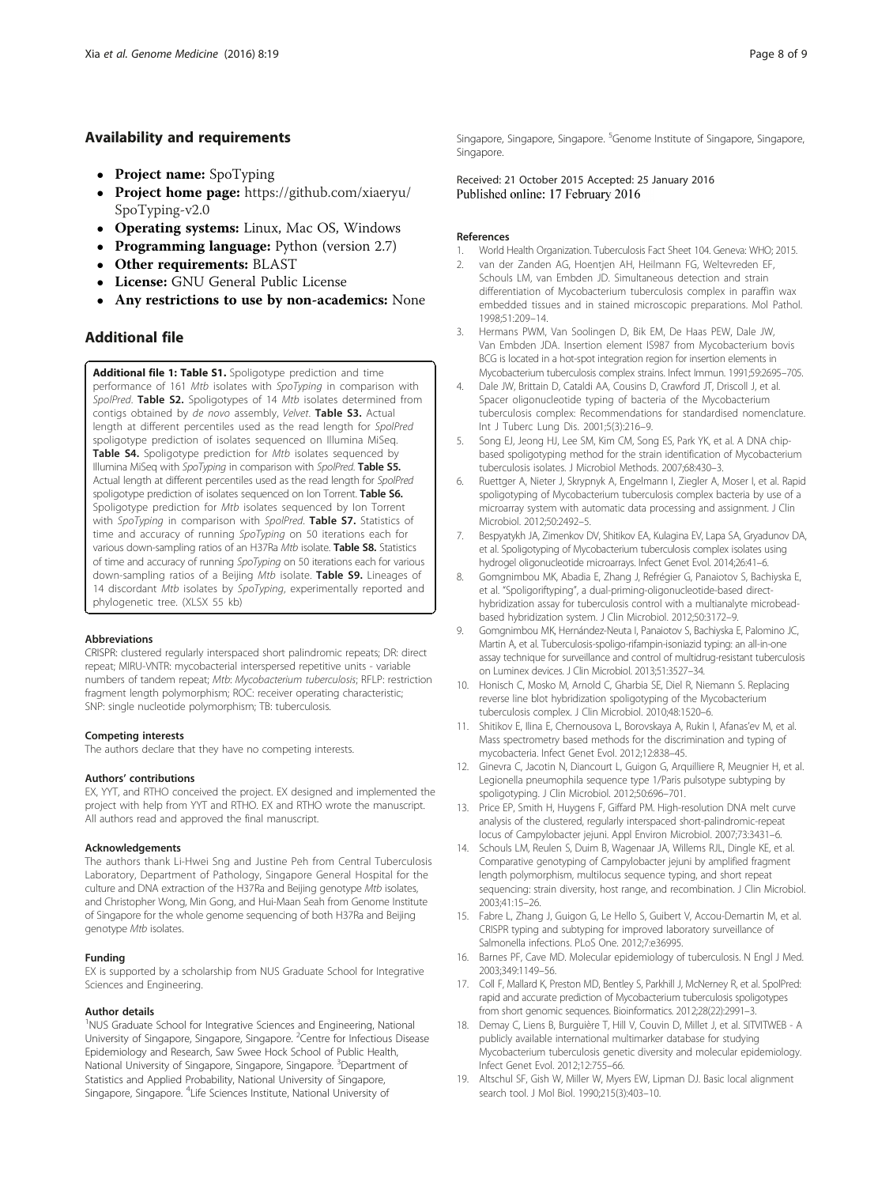## Availability and requirements

- **Project name:** SpoTyping
- **Project home page:** https://github.com/xiaeryu/SpoTyping-v2.0
- **Operating systems:** Linux, Mac OS, Windows
- **Programming language:** Python (version 2.7)
- **Other requirements:** BLAST
- **License:** GNU General Public License
- **Any restrictions to use by non-academics:** None

## Additional file

**Additional file 1: Table S1.** Spoligotype prediction and time performance of 161 *Mtb* isolates with *SpoTyping* in comparison with *SpolPred*. **Table S2.** Spoligotypes of 14 *Mtb* isolates determined from contigs obtained by *de novo* assembly, *Velvet*. **Table S3.** Actual length at different percentiles used as the read length for *SpolPred* spoligotype prediction of isolates sequenced on Illumina MiSeq. **Table S4.** Spoligotype prediction for *Mtb* isolates sequenced by Illumina MiSeq with *SpoTyping* in comparison with *SpolPred*. **Table S5.** Actual length at different percentiles used as the read length for *SpolPred* spoligotype prediction of isolates sequenced on Ion Torrent. **Table S6.** Spoligotype prediction for *Mtb* isolates sequenced by Ion Torrent with *SpoTyping* in comparison with *SpolPred*. **Table S7.** Statistics of time and accuracy of running *SpoTyping* on 50 iterations each for various down-sampling ratios of an H37Ra *Mtb* isolate. **Table S8.** Statistics of time and accuracy of running *SpoTyping* on 50 iterations each for various down-sampling ratios of a Beijing *Mtb* isolate. **Table S9.** Lineages of 14 discordant *Mtb* isolates by *SpoTyping*, experimentally reported and phylogenetic tree. (XLSX 55 kb)

#### Abbreviations

CRISPR: clustered regularly interspaced short palindromic repeats; DR: direct repeat; MIRU-VNTR: mycobacterial interspersed repetitive units - variable numbers of tandem repeat; *Mtb*: *Mycobacterium tuberculosis*; RFLP: restriction fragment length polymorphism; ROC: receiver operating characteristic; SNP: single nucleotide polymorphism; TB: tuberculosis.

#### Competing interests

The authors declare that they have no competing interests.

#### Authors' contributions

EX, YYT, and RTHO conceived the project. EX designed and implemented the project with help from YYT and RTHO. EX and RTHO wrote the manuscript. All authors read and approved the final manuscript.

#### Acknowledgements

The authors thank Li-Hwei Sng and Justine Peh from Central Tuberculosis Laboratory, Department of Pathology, Singapore General Hospital for the culture and DNA extraction of the H37Ra and Beijing genotype *Mtb* isolates, and Christopher Wong, Min Gong, and Hui-Maan Seah from Genome Institute of Singapore for the whole genome sequencing of both H37Ra and Beijing genotype *Mtb* isolates.

#### Funding

EX is supported by a scholarship from NUS Graduate School for Integrative Sciences and Engineering.

#### Author details

[1]NUS Graduate School for Integrative Sciences and Engineering, National University of Singapore, Singapore, Singapore. [2]Centre for Infectious Disease Epidemiology and Research, Saw Swee Hock School of Public Health, National University of Singapore, Singapore, Singapore. [3]Department of Statistics and Applied Probability, National University of Singapore, Singapore, Singapore. [4]Life Sciences Institute, National University of Singapore, Singapore, Singapore. [5]Genome Institute of Singapore, Singapore, Singapore.

Received: 21 October 2015 Accepted: 25 January 2016
Published online: 17 February 2016

#### References

1. World Health Organization. Tuberculosis Fact Sheet 104. Geneva: WHO; 2015.
2. van der Zanden AG, Hoentjen AH, Heilmann FG, Weltevreden EF, Schouls LM, van Embden JD. Simultaneous detection and strain differentiation of Mycobacterium tuberculosis complex in paraffin wax embedded tissues and in stained microscopic preparations. Mol Pathol. 1998;51:209–14.
3. Hermans PWM, Van Soolingen D, Bik EM, De Haas PEW, Dale JW, Van Embden JDA. Insertion element IS987 from Mycobacterium bovis BCG is located in a hot-spot integration region for insertion elements in Mycobacterium tuberculosis complex strains. Infect Immun. 1991;59:2695–705.
4. Dale JW, Brittain D, Cataldi AA, Cousins D, Crawford JT, Driscoll J, et al. Spacer oligonucleotide typing of bacteria of the Mycobacterium tuberculosis complex: Recommendations for standardised nomenclature. Int J Tuberc Lung Dis. 2001;5(3):216–9.
5. Song EJ, Jeong HJ, Lee SM, Kim CM, Song ES, Park YK, et al. A DNA chip-based spoligotyping method for the strain identification of Mycobacterium tuberculosis isolates. J Microbiol Methods. 2007;68:430–3.
6. Ruettger A, Nieter J, Skrypnyk A, Engelmann I, Ziegler A, Moser I, et al. Rapid spoligotyping of Mycobacterium tuberculosis complex bacteria by use of a microarray system with automatic data processing and assignment. J Clin Microbiol. 2012;50:2492–5.
7. Bespyatykh JA, Zimenkov DV, Shitikov EA, Kulagina EV, Lapa SA, Gryadunov DA, et al. Spoligotyping of Mycobacterium tuberculosis complex isolates using hydrogel oligonucleotide microarrays. Infect Genet Evol. 2014;26:41–6.
8. Gomgnimbou MK, Abadia E, Zhang J, Refrégier G, Panaiotov S, Bachiyska E, et al. "Spoligoriftyping", a dual-priming-oligonucleotide-based direct-hybridization assay for tuberculosis control with a multianalyte microbead-based hybridization system. J Clin Microbiol. 2012;50:3172–9.
9. Gomgnimbou MK, Hernández-Neuta I, Panaiotov S, Bachiyska E, Palomino JC, Martin A, et al. Tuberculosis-spoligo-rifampin-isoniazid typing: an all-in-one assay technique for surveillance and control of multidrug-resistant tuberculosis on Luminex devices. J Clin Microbiol. 2013;51:3527–34.
10. Honisch C, Mosko M, Arnold C, Gharbia SE, Diel R, Niemann S. Replacing reverse line blot hybridization spoligotyping of the Mycobacterium tuberculosis complex. J Clin Microbiol. 2010;48:1520–6.
11. Shitikov E, Ilina E, Chernousova L, Borovskaya A, Rukin I, Afanas'ev M, et al. Mass spectrometry based methods for the discrimination and typing of mycobacteria. Infect Genet Evol. 2012;12:838–45.
12. Ginevra C, Jacotin N, Diancourt L, Guigon G, Arquilliere R, Meugnier H, et al. Legionella pneumophila sequence type 1/Paris pulsotype subtyping by spoligotyping. J Clin Microbiol. 2012;50:696–701.
13. Price EP, Smith H, Huygens F, Giffard PM. High-resolution DNA melt curve analysis of the clustered, regularly interspaced short-palindromic-repeat locus of Campylobacter jejuni. Appl Environ Microbiol. 2007;73:3431–6.
14. Schouls LM, Reulen S, Duim B, Wagenaar JA, Willems RJL, Dingle KE, et al. Comparative genotyping of Campylobacter jejuni by amplified fragment length polymorphism, multilocus sequence typing, and short repeat sequencing: strain diversity, host range, and recombination. J Clin Microbiol. 2003;41:15–26.
15. Fabre L, Zhang J, Guigon G, Le Hello S, Guibert V, Accou-Demartin M, et al. CRISPR typing and subtyping for improved laboratory surveillance of Salmonella infections. PLoS One. 2012;7:e36995.
16. Barnes PF, Cave MD. Molecular epidemiology of tuberculosis. N Engl J Med. 2003;349:1149–56.
17. Coll F, Mallard K, Preston MD, Bentley S, Parkhill J, McNerney R, et al. SpolPred: rapid and accurate prediction of Mycobacterium tuberculosis spoligotypes from short genomic sequences. Bioinformatics. 2012;28(22):2991–3.
18. Demay C, Liens B, Burguière T, Hill V, Couvin D, Millet J, et al. SITVITWEB - A publicly available international multimarker database for studying Mycobacterium tuberculosis genetic diversity and molecular epidemiology. Infect Genet Evol. 2012;12:755–66.
19. Altschul SF, Gish W, Miller W, Myers EW, Lipman DJ. Basic local alignment search tool. J Mol Biol. 1990;215(3):403–10.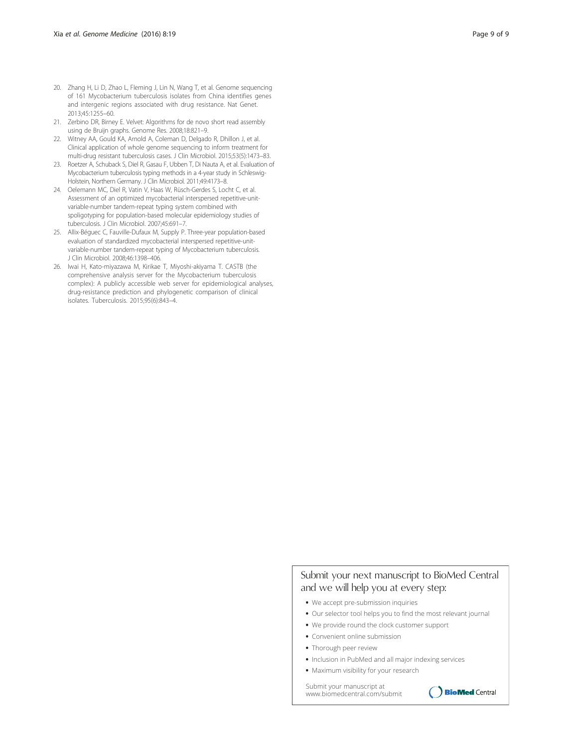20. Zhang H, Li D, Zhao L, Fleming J, Lin N, Wang T, et al. Genome sequencing of 161 Mycobacterium tuberculosis isolates from China identifies genes and intergenic regions associated with drug resistance. Nat Genet. 2013;45:1255–60.
21. Zerbino DR, Birney E. Velvet: Algorithms for de novo short read assembly using de Bruijn graphs. Genome Res. 2008;18:821–9.
22. Witney AA, Gould KA, Arnold A, Coleman D, Delgado R, Dhillon J, et al. Clinical application of whole genome sequencing to inform treatment for multi-drug resistant tuberculosis cases. J Clin Microbiol. 2015;53(5):1473–83.
23. Roetzer A, Schuback S, Diel R, Gasau F, Ubben T, Di Nauta A, et al. Evaluation of Mycobacterium tuberculosis typing methods in a 4-year study in Schleswig-Holstein, Northern Germany. J Clin Microbiol. 2011;49:4173–8.
24. Oelemann MC, Diel R, Vatin V, Haas W, Rüsch-Gerdes S, Locht C, et al. Assessment of an optimized mycobacterial interspersed repetitive-unit-variable-number tandem-repeat typing system combined with spoligotyping for population-based molecular epidemiology studies of tuberculosis. J Clin Microbiol. 2007;45:691–7.
25. Allix-Béguec C, Fauville-Dufaux M, Supply P. Three-year population-based evaluation of standardized mycobacterial interspersed repetitive-unit-variable-number tandem-repeat typing of Mycobacterium tuberculosis. J Clin Microbiol. 2008;46:1398–406.
26. Iwai H, Kato-miyazawa M, Kirikae T, Miyoshi-akiyama T. CASTB (the comprehensive analysis server for the Mycobacterium tuberculosis complex): A publicly accessible web server for epidemiological analyses, drug-resistance prediction and phylogenetic comparison of clinical isolates. Tuberculosis. 2015;95(6):843–4.

Submit your next manuscript to BioMed Central and we will help you at every step:

- We accept pre-submission inquiries
- Our selector tool helps you to find the most relevant journal
- We provide round the clock customer support
- Convenient online submission
- Thorough peer review
- Inclusion in PubMed and all major indexing services
- Maximum visibility for your research

Submit your manuscript at www.biomedcentral.com/submit

BioMed Central